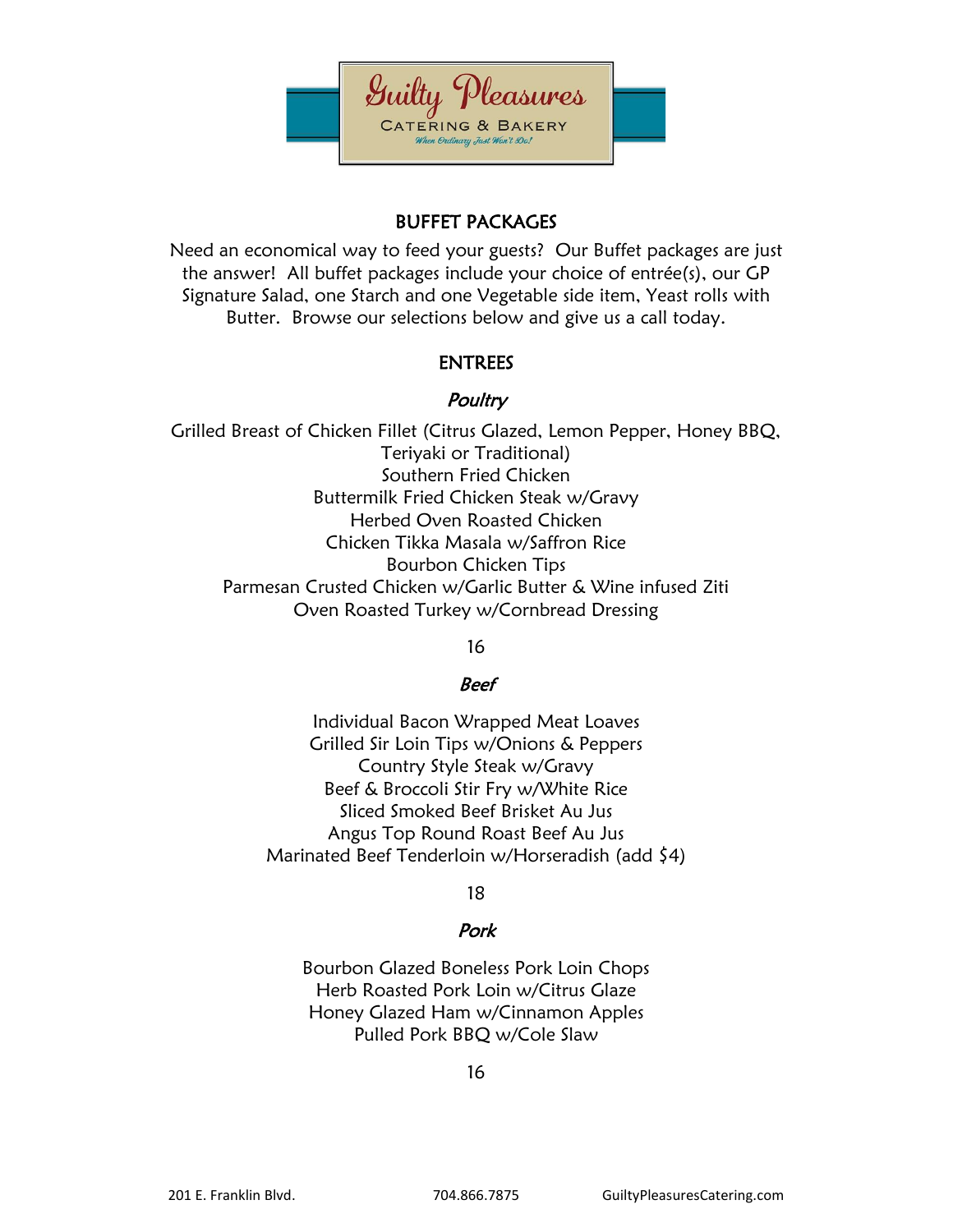# Guilty Pleasures

CATERING & BAKERY

*When Ordinary Just Won't Do!*

## BUFFET PACKAGES

Need an economical way to feed your guests? Our Buffet packages are just the answer! All buffet packages include your choice of entrée(s), our GP Signature Salad, one Starch and one Vegetable side item, Yeast rolls with Butter. Browse our selections below and give us a call today.

## ENTREES

### *Poultry*

Grilled Breast of Chicken Fillet (Citrus Glazed, Lemon Pepper, Honey BBQ, Teriyaki or Traditional)
Southern Fried Chicken
Buttermilk Fried Chicken Steak w/Gravy
Herbed Oven Roasted Chicken
Chicken Tikka Masala w/Saffron Rice
Bourbon Chicken Tips
Parmesan Crusted Chicken w/Garlic Butter & Wine infused Ziti
Oven Roasted Turkey w/Cornbread Dressing

16

### *Beef*

Individual Bacon Wrapped Meat Loaves
Grilled Sir Loin Tips w/Onions & Peppers
Country Style Steak w/Gravy
Beef & Broccoli Stir Fry w/White Rice
Sliced Smoked Beef Brisket Au Jus
Angus Top Round Roast Beef Au Jus
Marinated Beef Tenderloin w/Horseradish (add $4)

18

### *Pork*

Bourbon Glazed Boneless Pork Loin Chops
Herb Roasted Pork Loin w/Citrus Glaze
Honey Glazed Ham w/Cinnamon Apples
Pulled Pork BBQ w/Cole Slaw

16

201 E. Franklin Blvd. 704.866.7875 GuiltyPleasuresCatering.com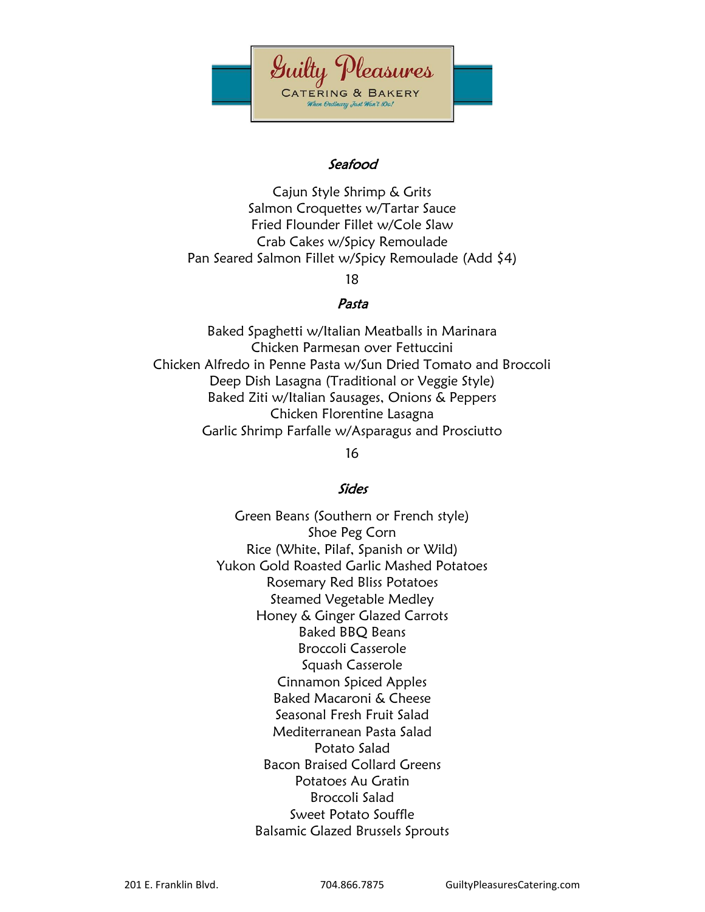# Guilty Pleasures

CATERING & BAKERY

*When Ordinary Just Won't Do!*

### *Seafood*

Cajun Style Shrimp & Grits
Salmon Croquettes w/Tartar Sauce
Fried Flounder Fillet w/Cole Slaw
Crab Cakes w/Spicy Remoulade
Pan Seared Salmon Fillet w/Spicy Remoulade (Add $4)

18

### *Pasta*

Baked Spaghetti w/Italian Meatballs in Marinara
Chicken Parmesan over Fettuccini
Chicken Alfredo in Penne Pasta w/Sun Dried Tomato and Broccoli
Deep Dish Lasagna (Traditional or Veggie Style)
Baked Ziti w/Italian Sausages, Onions & Peppers
Chicken Florentine Lasagna
Garlic Shrimp Farfalle w/Asparagus and Prosciutto

16

### *Sides*

Green Beans (Southern or French style)
Shoe Peg Corn
Rice (White, Pilaf, Spanish or Wild)
Yukon Gold Roasted Garlic Mashed Potatoes
Rosemary Red Bliss Potatoes
Steamed Vegetable Medley
Honey & Ginger Glazed Carrots
Baked BBQ Beans
Broccoli Casserole
Squash Casserole
Cinnamon Spiced Apples
Baked Macaroni & Cheese
Seasonal Fresh Fruit Salad
Mediterranean Pasta Salad
Potato Salad
Bacon Braised Collard Greens
Potatoes Au Gratin
Broccoli Salad
Sweet Potato Souffle
Balsamic Glazed Brussels Sprouts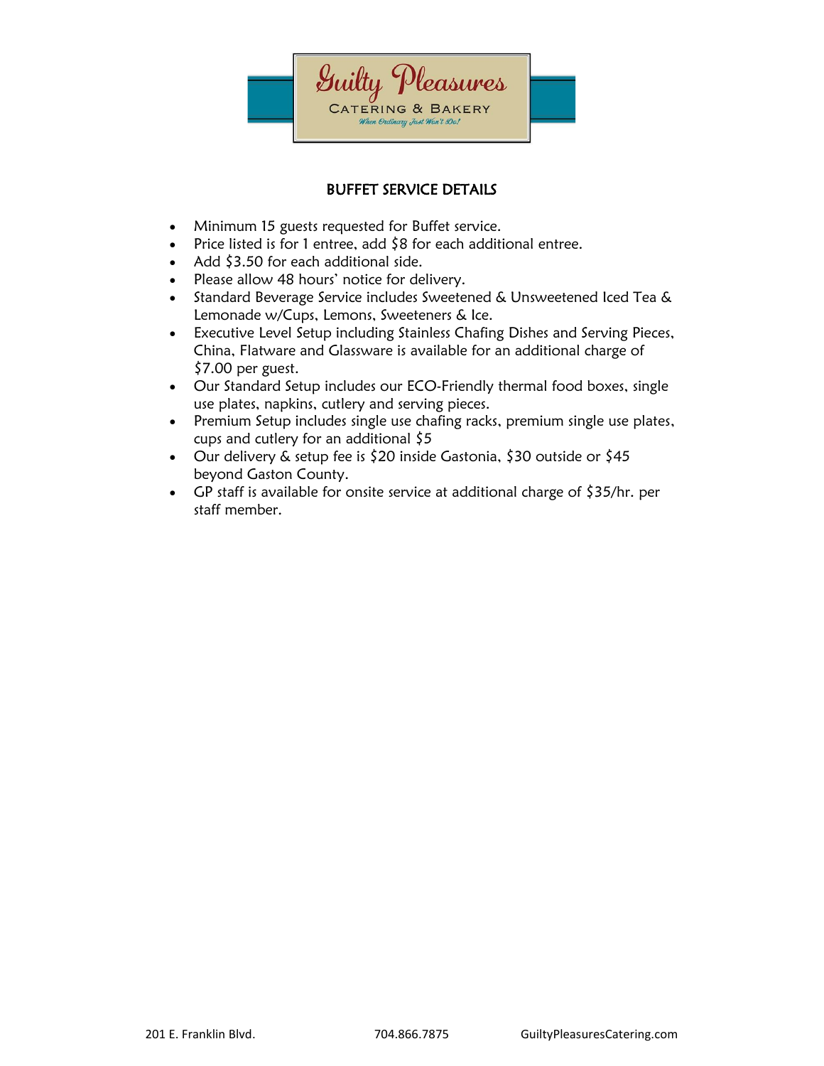# Guilty Pleasures

CATERING & BAKERY

*When Ordinary Just Won't Do!*

## BUFFET SERVICE DETAILS

- Minimum 15 guests requested for Buffet service.
- Price listed is for 1 entree, add $8 for each additional entree.
- Add $3.50 for each additional side.
- Please allow 48 hours' notice for delivery.
- Standard Beverage Service includes Sweetened & Unsweetened Iced Tea & Lemonade w/Cups, Lemons, Sweeteners & Ice.
- Executive Level Setup including Stainless Chafing Dishes and Serving Pieces, China, Flatware and Glassware is available for an additional charge of $7.00 per guest.
- Our Standard Setup includes our ECO-Friendly thermal food boxes, single use plates, napkins, cutlery and serving pieces.
- Premium Setup includes single use chafing racks, premium single use plates, cups and cutlery for an additional $5
- Our delivery & setup fee is $20 inside Gastonia, $30 outside or $45 beyond Gaston County.
- GP staff is available for onsite service at additional charge of $35/hr. per staff member.

201 E. Franklin Blvd. 704.866.7875 GuiltyPleasuresCatering.com